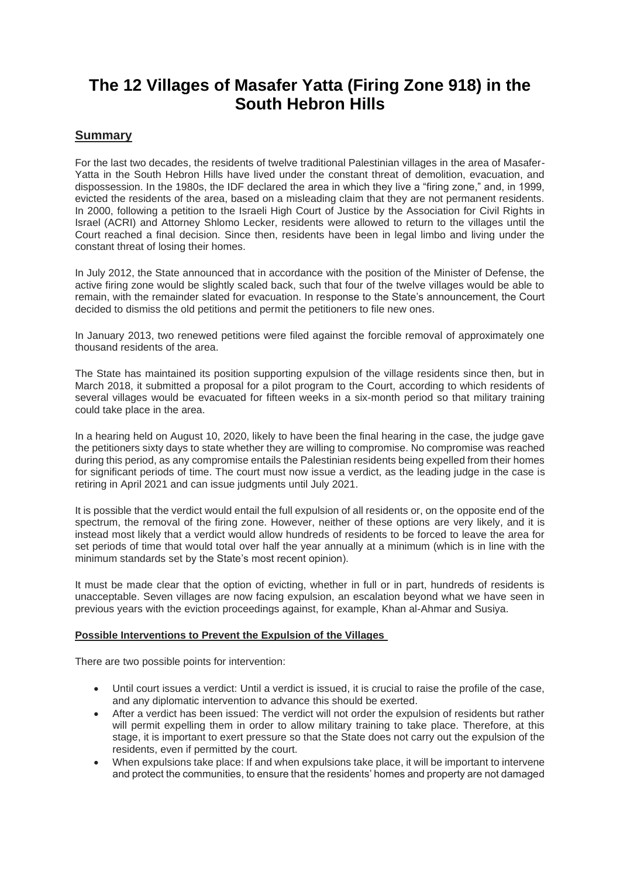# The 12 Villages of Masafer Yatta (Firing Zone 918) in the South Hebron Hills

## Summary

For the last two decades, the residents of twelve traditional Palestinian villages in the area of Masafer-Yatta in the South Hebron Hills have lived under the constant threat of demolition, evacuation, and dispossession. In the 1980s, the IDF declared the area in which they live a "firing zone," and, in 1999, evicted the residents of the area, based on a misleading claim that they are not permanent residents. In 2000, following a petition to the Israeli High Court of Justice by the Association for Civil Rights in Israel (ACRI) and Attorney Shlomo Lecker, residents were allowed to return to the villages until the Court reached a final decision. Since then, residents have been in legal limbo and living under the constant threat of losing their homes.

In July 2012, the State announced that in accordance with the position of the Minister of Defense, the active firing zone would be slightly scaled back, such that four of the twelve villages would be able to remain, with the remainder slated for evacuation. In response to the State's announcement, the Court decided to dismiss the old petitions and permit the petitioners to file new ones.

In January 2013, two renewed petitions were filed against the forcible removal of approximately one thousand residents of the area.

The State has maintained its position supporting expulsion of the village residents since then, but in March 2018, it submitted a proposal for a pilot program to the Court, according to which residents of several villages would be evacuated for fifteen weeks in a six-month period so that military training could take place in the area.

In a hearing held on August 10, 2020, likely to have been the final hearing in the case, the judge gave the petitioners sixty days to state whether they are willing to compromise. No compromise was reached during this period, as any compromise entails the Palestinian residents being expelled from their homes for significant periods of time. The court must now issue a verdict, as the leading judge in the case is retiring in April 2021 and can issue judgments until July 2021.

It is possible that the verdict would entail the full expulsion of all residents or, on the opposite end of the spectrum, the removal of the firing zone. However, neither of these options are very likely, and it is instead most likely that a verdict would allow hundreds of residents to be forced to leave the area for set periods of time that would total over half the year annually at a minimum (which is in line with the minimum standards set by the State's most recent opinion).

It must be made clear that the option of evicting, whether in full or in part, hundreds of residents is unacceptable. Seven villages are now facing expulsion, an escalation beyond what we have seen in previous years with the eviction proceedings against, for example, Khan al-Ahmar and Susiya.

**Possible Interventions to Prevent the Expulsion of the Villages**

There are two possible points for intervention:

- Until court issues a verdict: Until a verdict is issued, it is crucial to raise the profile of the case, and any diplomatic intervention to advance this should be exerted.
- After a verdict has been issued: The verdict will not order the expulsion of residents but rather will permit expelling them in order to allow military training to take place. Therefore, at this stage, it is important to exert pressure so that the State does not carry out the expulsion of the residents, even if permitted by the court.
- When expulsions take place: If and when expulsions take place, it will be important to intervene and protect the communities, to ensure that the residents' homes and property are not damaged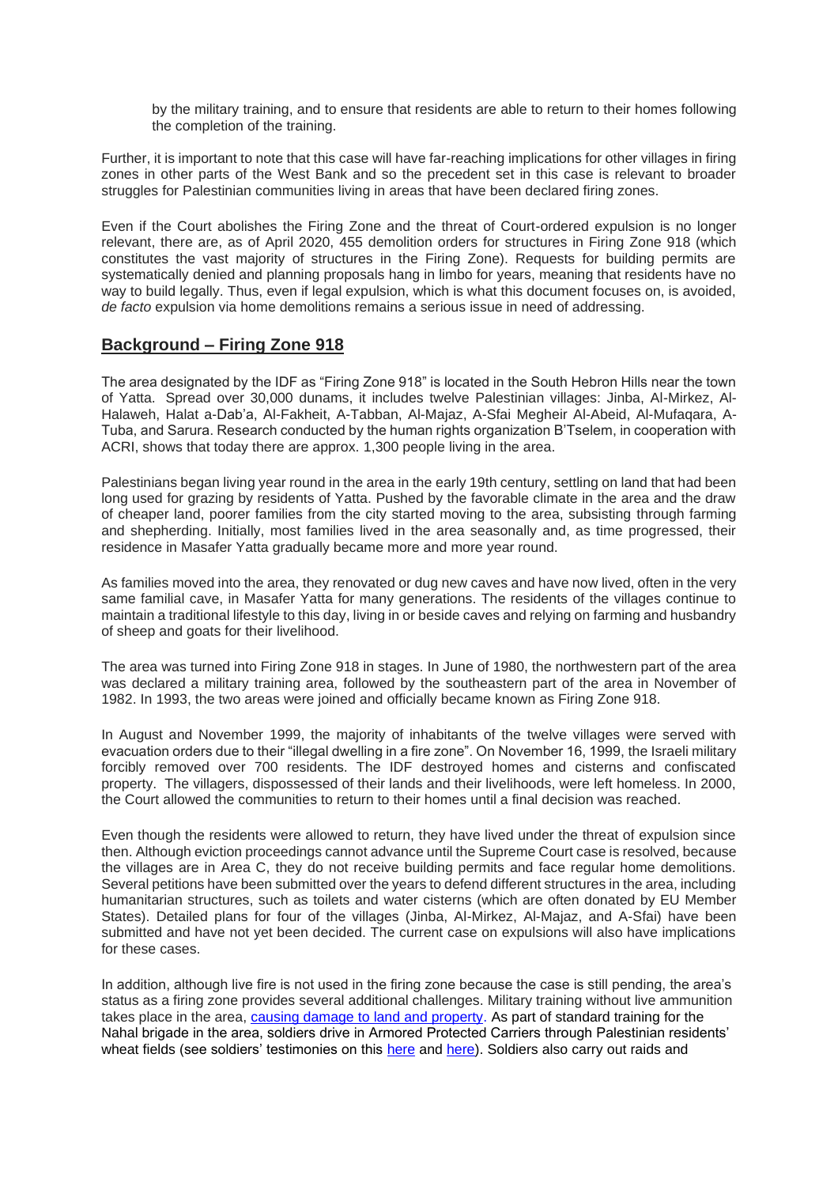by the military training, and to ensure that residents are able to return to their homes following the completion of the training.

Further, it is important to note that this case will have far-reaching implications for other villages in firing zones in other parts of the West Bank and so the precedent set in this case is relevant to broader struggles for Palestinian communities living in areas that have been declared firing zones.

Even if the Court abolishes the Firing Zone and the threat of Court-ordered expulsion is no longer relevant, there are, as of April 2020, 455 demolition orders for structures in Firing Zone 918 (which constitutes the vast majority of structures in the Firing Zone). Requests for building permits are systematically denied and planning proposals hang in limbo for years, meaning that residents have no way to build legally. Thus, even if legal expulsion, which is what this document focuses on, is avoided, *de facto* expulsion via home demolitions remains a serious issue in need of addressing.

## Background – Firing Zone 918

The area designated by the IDF as "Firing Zone 918" is located in the South Hebron Hills near the town of Yatta. Spread over 30,000 dunams, it includes twelve Palestinian villages: Jinba, Al-Mirkez, Al-Halaweh, Halat a-Dab'a, Al-Fakheit, A-Tabban, Al-Majaz, A-Sfai Megheir Al-Abeid, Al-Mufaqara, A-Tuba, and Sarura. Research conducted by the human rights organization B'Tselem, in cooperation with ACRI, shows that today there are approx. 1,300 people living in the area.

Palestinians began living year round in the area in the early 19th century, settling on land that had been long used for grazing by residents of Yatta. Pushed by the favorable climate in the area and the draw of cheaper land, poorer families from the city started moving to the area, subsisting through farming and shepherding. Initially, most families lived in the area seasonally and, as time progressed, their residence in Masafer Yatta gradually became more and more year round.

As families moved into the area, they renovated or dug new caves and have now lived, often in the very same familial cave, in Masafer Yatta for many generations. The residents of the villages continue to maintain a traditional lifestyle to this day, living in or beside caves and relying on farming and husbandry of sheep and goats for their livelihood.

The area was turned into Firing Zone 918 in stages. In June of 1980, the northwestern part of the area was declared a military training area, followed by the southeastern part of the area in November of 1982. In 1993, the two areas were joined and officially became known as Firing Zone 918.

In August and November 1999, the majority of inhabitants of the twelve villages were served with evacuation orders due to their "illegal dwelling in a fire zone". On November 16, 1999, the Israeli military forcibly removed over 700 residents. The IDF destroyed homes and cisterns and confiscated property. The villagers, dispossessed of their lands and their livelihoods, were left homeless. In 2000, the Court allowed the communities to return to their homes until a final decision was reached.

Even though the residents were allowed to return, they have lived under the threat of expulsion since then. Although eviction proceedings cannot advance until the Supreme Court case is resolved, because the villages are in Area C, they do not receive building permits and face regular home demolitions. Several petitions have been submitted over the years to defend different structures in the area, including humanitarian structures, such as toilets and water cisterns (which are often donated by EU Member States). Detailed plans for four of the villages (Jinba, Al-Mirkez, Al-Majaz, and A-Sfai) have been submitted and have not yet been decided. The current case on expulsions will also have implications for these cases.

In addition, although live fire is not used in the firing zone because the case is still pending, the area's status as a firing zone provides several additional challenges. Military training without live ammunition takes place in the area, causing damage to land and property. As part of standard training for the Nahal brigade in the area, soldiers drive in Armored Protected Carriers through Palestinian residents' wheat fields (see soldiers' testimonies on this here and here). Soldiers also carry out raids and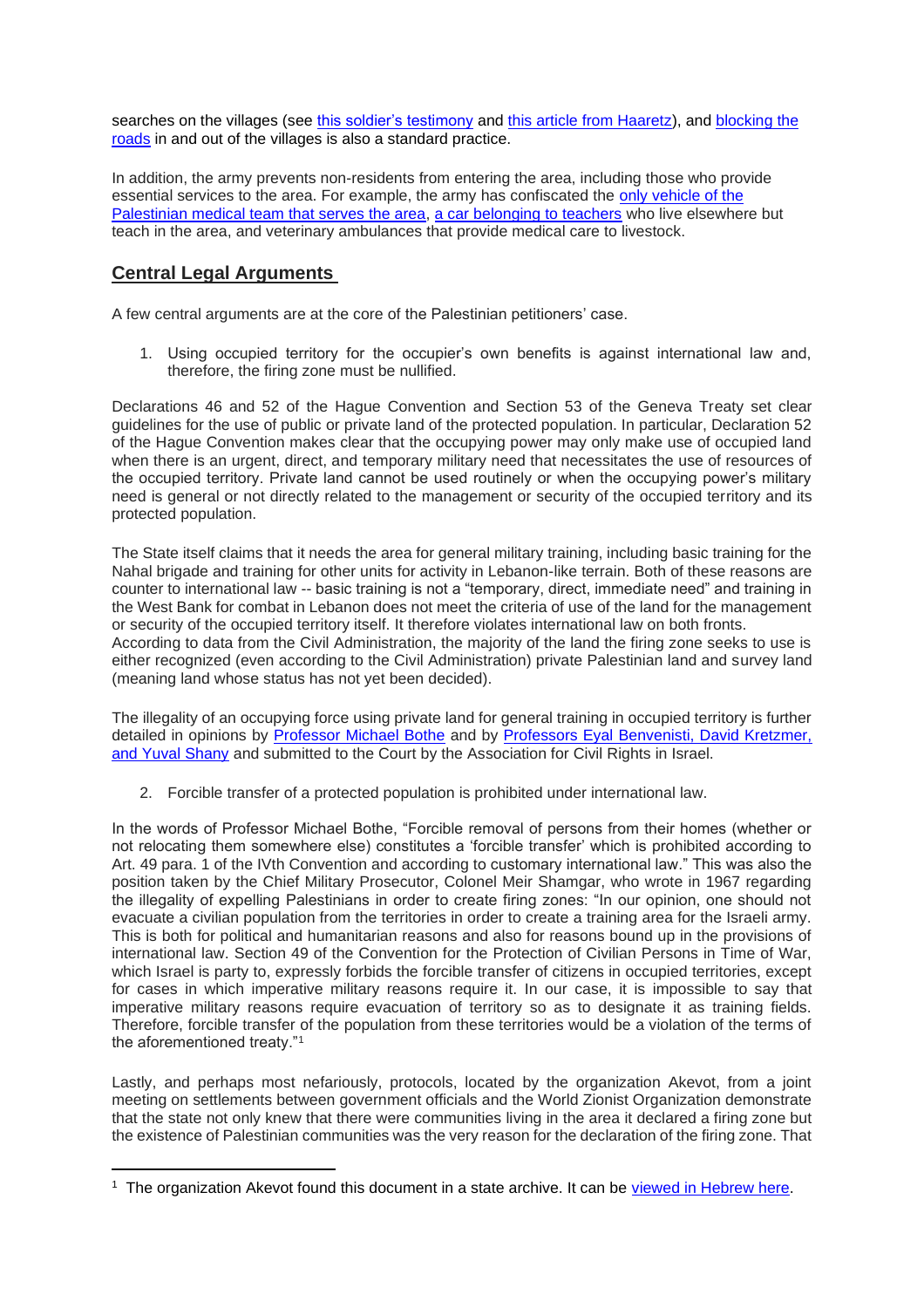searches on the villages (see this soldier's testimony and this article from Haaretz), and blocking the roads in and out of the villages is also a standard practice.

In addition, the army prevents non-residents from entering the area, including those who provide essential services to the area. For example, the army has confiscated the only vehicle of the Palestinian medical team that serves the area, a car belonging to teachers who live elsewhere but teach in the area, and veterinary ambulances that provide medical care to livestock.

## Central Legal Arguments

A few central arguments are at the core of the Palestinian petitioners' case.

1. Using occupied territory for the occupier's own benefits is against international law and, therefore, the firing zone must be nullified.

Declarations 46 and 52 of the Hague Convention and Section 53 of the Geneva Treaty set clear guidelines for the use of public or private land of the protected population. In particular, Declaration 52 of the Hague Convention makes clear that the occupying power may only make use of occupied land when there is an urgent, direct, and temporary military need that necessitates the use of resources of the occupied territory. Private land cannot be used routinely or when the occupying power's military need is general or not directly related to the management or security of the occupied territory and its protected population.

The State itself claims that it needs the area for general military training, including basic training for the Nahal brigade and training for other units for activity in Lebanon-like terrain. Both of these reasons are counter to international law -- basic training is not a "temporary, direct, immediate need" and training in the West Bank for combat in Lebanon does not meet the criteria of use of the land for the management or security of the occupied territory itself. It therefore violates international law on both fronts.
According to data from the Civil Administration, the majority of the land the firing zone seeks to use is either recognized (even according to the Civil Administration) private Palestinian land and survey land (meaning land whose status has not yet been decided).

The illegality of an occupying force using private land for general training in occupied territory is further detailed in opinions by Professor Michael Bothe and by Professors Eyal Benvenisti, David Kretzmer, and Yuval Shany and submitted to the Court by the Association for Civil Rights in Israel.

2. Forcible transfer of a protected population is prohibited under international law.

In the words of Professor Michael Bothe, "Forcible removal of persons from their homes (whether or not relocating them somewhere else) constitutes a 'forcible transfer' which is prohibited according to Art. 49 para. 1 of the IVth Convention and according to customary international law." This was also the position taken by the Chief Military Prosecutor, Colonel Meir Shamgar, who wrote in 1967 regarding the illegality of expelling Palestinians in order to create firing zones: "In our opinion, one should not evacuate a civilian population from the territories in order to create a training area for the Israeli army. This is both for political and humanitarian reasons and also for reasons bound up in the provisions of international law. Section 49 of the Convention for the Protection of Civilian Persons in Time of War, which Israel is party to, expressly forbids the forcible transfer of citizens in occupied territories, except for cases in which imperative military reasons require it. In our case, it is impossible to say that imperative military reasons require evacuation of territory so as to designate it as training fields. Therefore, forcible transfer of the population from these territories would be a violation of the terms of the aforementioned treaty."[1]

Lastly, and perhaps most nefariously, protocols, located by the organization Akevot, from a joint meeting on settlements between government officials and the World Zionist Organization demonstrate that the state not only knew that there were communities living in the area it declared a firing zone but the existence of Palestinian communities was the very reason for the declaration of the firing zone. That

---

[1] The organization Akevot found this document in a state archive. It can be viewed in Hebrew here.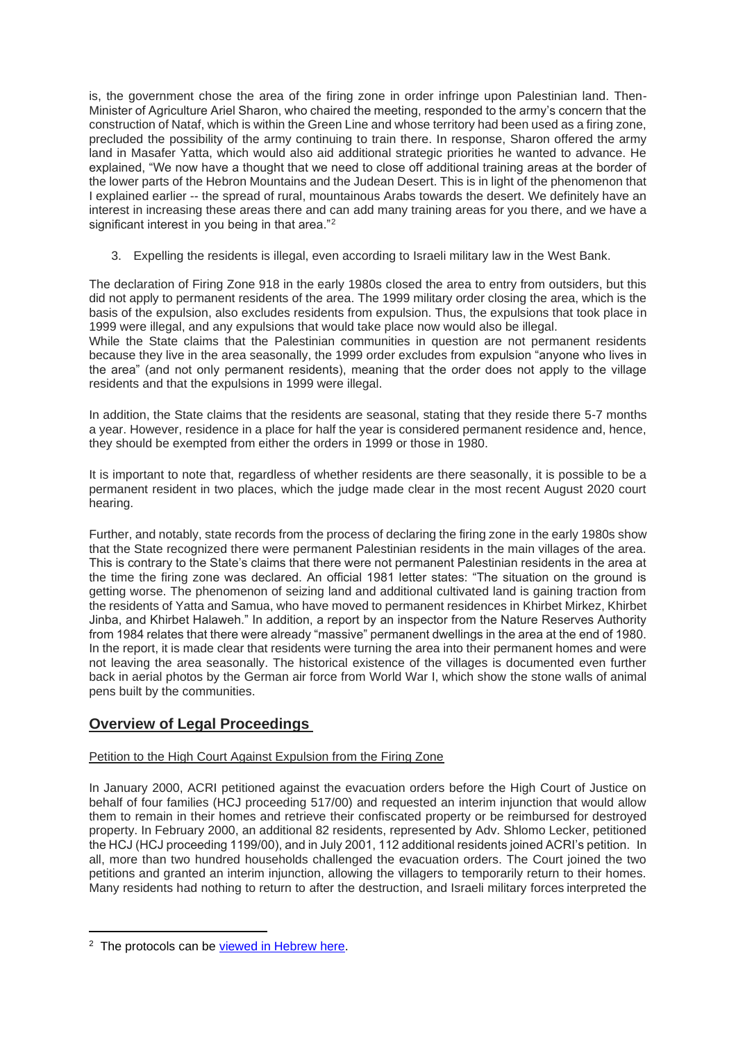is, the government chose the area of the firing zone in order infringe upon Palestinian land. Then-Minister of Agriculture Ariel Sharon, who chaired the meeting, responded to the army's concern that the construction of Nataf, which is within the Green Line and whose territory had been used as a firing zone, precluded the possibility of the army continuing to train there. In response, Sharon offered the army land in Masafer Yatta, which would also aid additional strategic priorities he wanted to advance. He explained, "We now have a thought that we need to close off additional training areas at the border of the lower parts of the Hebron Mountains and the Judean Desert. This is in light of the phenomenon that I explained earlier -- the spread of rural, mountainous Arabs towards the desert. We definitely have an interest in increasing these areas there and can add many training areas for you there, and we have a significant interest in you being in that area."[2]

3. Expelling the residents is illegal, even according to Israeli military law in the West Bank.

The declaration of Firing Zone 918 in the early 1980s closed the area to entry from outsiders, but this did not apply to permanent residents of the area. The 1999 military order closing the area, which is the basis of the expulsion, also excludes residents from expulsion. Thus, the expulsions that took place in 1999 were illegal, and any expulsions that would take place now would also be illegal.
While the State claims that the Palestinian communities in question are not permanent residents because they live in the area seasonally, the 1999 order excludes from expulsion "anyone who lives in the area" (and not only permanent residents), meaning that the order does not apply to the village residents and that the expulsions in 1999 were illegal.

In addition, the State claims that the residents are seasonal, stating that they reside there 5-7 months a year. However, residence in a place for half the year is considered permanent residence and, hence, they should be exempted from either the orders in 1999 or those in 1980.

It is important to note that, regardless of whether residents are there seasonally, it is possible to be a permanent resident in two places, which the judge made clear in the most recent August 2020 court hearing.

Further, and notably, state records from the process of declaring the firing zone in the early 1980s show that the State recognized there were permanent Palestinian residents in the main villages of the area. This is contrary to the State's claims that there were not permanent Palestinian residents in the area at the time the firing zone was declared. An official 1981 letter states: "The situation on the ground is getting worse. The phenomenon of seizing land and additional cultivated land is gaining traction from the residents of Yatta and Samua, who have moved to permanent residences in Khirbet Mirkez, Khirbet Jinba, and Khirbet Halaweh." In addition, a report by an inspector from the Nature Reserves Authority from 1984 relates that there were already "massive" permanent dwellings in the area at the end of 1980. In the report, it is made clear that residents were turning the area into their permanent homes and were not leaving the area seasonally. The historical existence of the villages is documented even further back in aerial photos by the German air force from World War I, which show the stone walls of animal pens built by the communities.

## Overview of Legal Proceedings

Petition to the High Court Against Expulsion from the Firing Zone

In January 2000, ACRI petitioned against the evacuation orders before the High Court of Justice on behalf of four families (HCJ proceeding 517/00) and requested an interim injunction that would allow them to remain in their homes and retrieve their confiscated property or be reimbursed for destroyed property. In February 2000, an additional 82 residents, represented by Adv. Shlomo Lecker, petitioned the HCJ (HCJ proceeding 1199/00), and in July 2001, 112 additional residents joined ACRI's petition. In all, more than two hundred households challenged the evacuation orders. The Court joined the two petitions and granted an interim injunction, allowing the villagers to temporarily return to their homes. Many residents had nothing to return to after the destruction, and Israeli military forces interpreted the

[2] The protocols can be viewed in Hebrew here.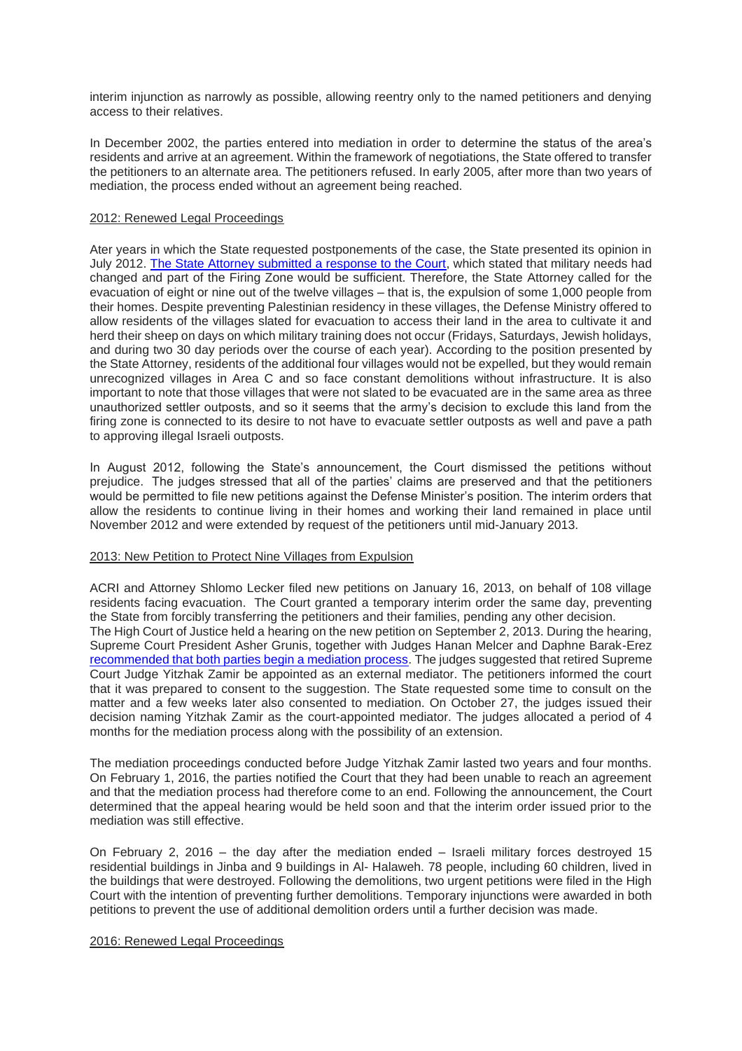interim injunction as narrowly as possible, allowing reentry only to the named petitioners and denying access to their relatives.

In December 2002, the parties entered into mediation in order to determine the status of the area's residents and arrive at an agreement. Within the framework of negotiations, the State offered to transfer the petitioners to an alternate area. The petitioners refused. In early 2005, after more than two years of mediation, the process ended without an agreement being reached.

## 2012: Renewed Legal Proceedings

Ater years in which the State requested postponements of the case, the State presented its opinion in July 2012. The State Attorney submitted a response to the Court, which stated that military needs had changed and part of the Firing Zone would be sufficient. Therefore, the State Attorney called for the evacuation of eight or nine out of the twelve villages – that is, the expulsion of some 1,000 people from their homes. Despite preventing Palestinian residency in these villages, the Defense Ministry offered to allow residents of the villages slated for evacuation to access their land in the area to cultivate it and herd their sheep on days on which military training does not occur (Fridays, Saturdays, Jewish holidays, and during two 30 day periods over the course of each year). According to the position presented by the State Attorney, residents of the additional four villages would not be expelled, but they would remain unrecognized villages in Area C and so face constant demolitions without infrastructure. It is also important to note that those villages that were not slated to be evacuated are in the same area as three unauthorized settler outposts, and so it seems that the army's decision to exclude this land from the firing zone is connected to its desire to not have to evacuate settler outposts as well and pave a path to approving illegal Israeli outposts.

In August 2012, following the State's announcement, the Court dismissed the petitions without prejudice. The judges stressed that all of the parties' claims are preserved and that the petitioners would be permitted to file new petitions against the Defense Minister's position. The interim orders that allow the residents to continue living in their homes and working their land remained in place until November 2012 and were extended by request of the petitioners until mid-January 2013.

## 2013: New Petition to Protect Nine Villages from Expulsion

ACRI and Attorney Shlomo Lecker filed new petitions on January 16, 2013, on behalf of 108 village residents facing evacuation. The Court granted a temporary interim order the same day, preventing the State from forcibly transferring the petitioners and their families, pending any other decision.
The High Court of Justice held a hearing on the new petition on September 2, 2013. During the hearing, Supreme Court President Asher Grunis, together with Judges Hanan Melcer and Daphne Barak-Erez recommended that both parties begin a mediation process. The judges suggested that retired Supreme Court Judge Yitzhak Zamir be appointed as an external mediator. The petitioners informed the court that it was prepared to consent to the suggestion. The State requested some time to consult on the matter and a few weeks later also consented to mediation. On October 27, the judges issued their decision naming Yitzhak Zamir as the court-appointed mediator. The judges allocated a period of 4 months for the mediation process along with the possibility of an extension.

The mediation proceedings conducted before Judge Yitzhak Zamir lasted two years and four months. On February 1, 2016, the parties notified the Court that they had been unable to reach an agreement and that the mediation process had therefore come to an end. Following the announcement, the Court determined that the appeal hearing would be held soon and that the interim order issued prior to the mediation was still effective.

On February 2, 2016 – the day after the mediation ended – Israeli military forces destroyed 15 residential buildings in Jinba and 9 buildings in Al- Halaweh. 78 people, including 60 children, lived in the buildings that were destroyed. Following the demolitions, two urgent petitions were filed in the High Court with the intention of preventing further demolitions. Temporary injunctions were awarded in both petitions to prevent the use of additional demolition orders until a further decision was made.

## 2016: Renewed Legal Proceedings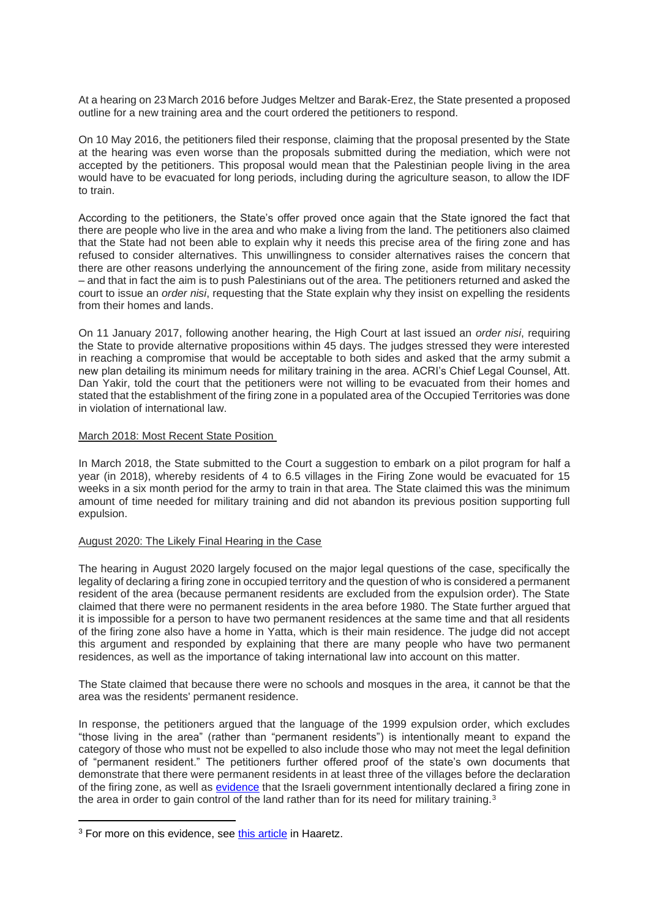At a hearing on 23 March 2016 before Judges Meltzer and Barak-Erez, the State presented a proposed outline for a new training area and the court ordered the petitioners to respond.

On 10 May 2016, the petitioners filed their response, claiming that the proposal presented by the State at the hearing was even worse than the proposals submitted during the mediation, which were not accepted by the petitioners. This proposal would mean that the Palestinian people living in the area would have to be evacuated for long periods, including during the agriculture season, to allow the IDF to train.

According to the petitioners, the State's offer proved once again that the State ignored the fact that there are people who live in the area and who make a living from the land. The petitioners also claimed that the State had not been able to explain why it needs this precise area of the firing zone and has refused to consider alternatives. This unwillingness to consider alternatives raises the concern that there are other reasons underlying the announcement of the firing zone, aside from military necessity – and that in fact the aim is to push Palestinians out of the area. The petitioners returned and asked the court to issue an *order nisi*, requesting that the State explain why they insist on expelling the residents from their homes and lands.

On 11 January 2017, following another hearing, the High Court at last issued an *order nisi*, requiring the State to provide alternative propositions within 45 days. The judges stressed they were interested in reaching a compromise that would be acceptable to both sides and asked that the army submit a new plan detailing its minimum needs for military training in the area. ACRI's Chief Legal Counsel, Att. Dan Yakir, told the court that the petitioners were not willing to be evacuated from their homes and stated that the establishment of the firing zone in a populated area of the Occupied Territories was done in violation of international law.

## March 2018: Most Recent State Position

In March 2018, the State submitted to the Court a suggestion to embark on a pilot program for half a year (in 2018), whereby residents of 4 to 6.5 villages in the Firing Zone would be evacuated for 15 weeks in a six month period for the army to train in that area. The State claimed this was the minimum amount of time needed for military training and did not abandon its previous position supporting full expulsion.

## August 2020: The Likely Final Hearing in the Case

The hearing in August 2020 largely focused on the major legal questions of the case, specifically the legality of declaring a firing zone in occupied territory and the question of who is considered a permanent resident of the area (because permanent residents are excluded from the expulsion order). The State claimed that there were no permanent residents in the area before 1980. The State further argued that it is impossible for a person to have two permanent residences at the same time and that all residents of the firing zone also have a home in Yatta, which is their main residence. The judge did not accept this argument and responded by explaining that there are many people who have two permanent residences, as well as the importance of taking international law into account on this matter.

The State claimed that because there were no schools and mosques in the area, it cannot be that the area was the residents' permanent residence.

In response, the petitioners argued that the language of the 1999 expulsion order, which excludes "those living in the area" (rather than "permanent residents") is intentionally meant to expand the category of those who must not be expelled to also include those who may not meet the legal definition of "permanent resident." The petitioners further offered proof of the state's own documents that demonstrate that there were permanent residents in at least three of the villages before the declaration of the firing zone, as well as evidence that the Israeli government intentionally declared a firing zone in the area in order to gain control of the land rather than for its need for military training.[3]

---

[3] For more on this evidence, see this article in Haaretz.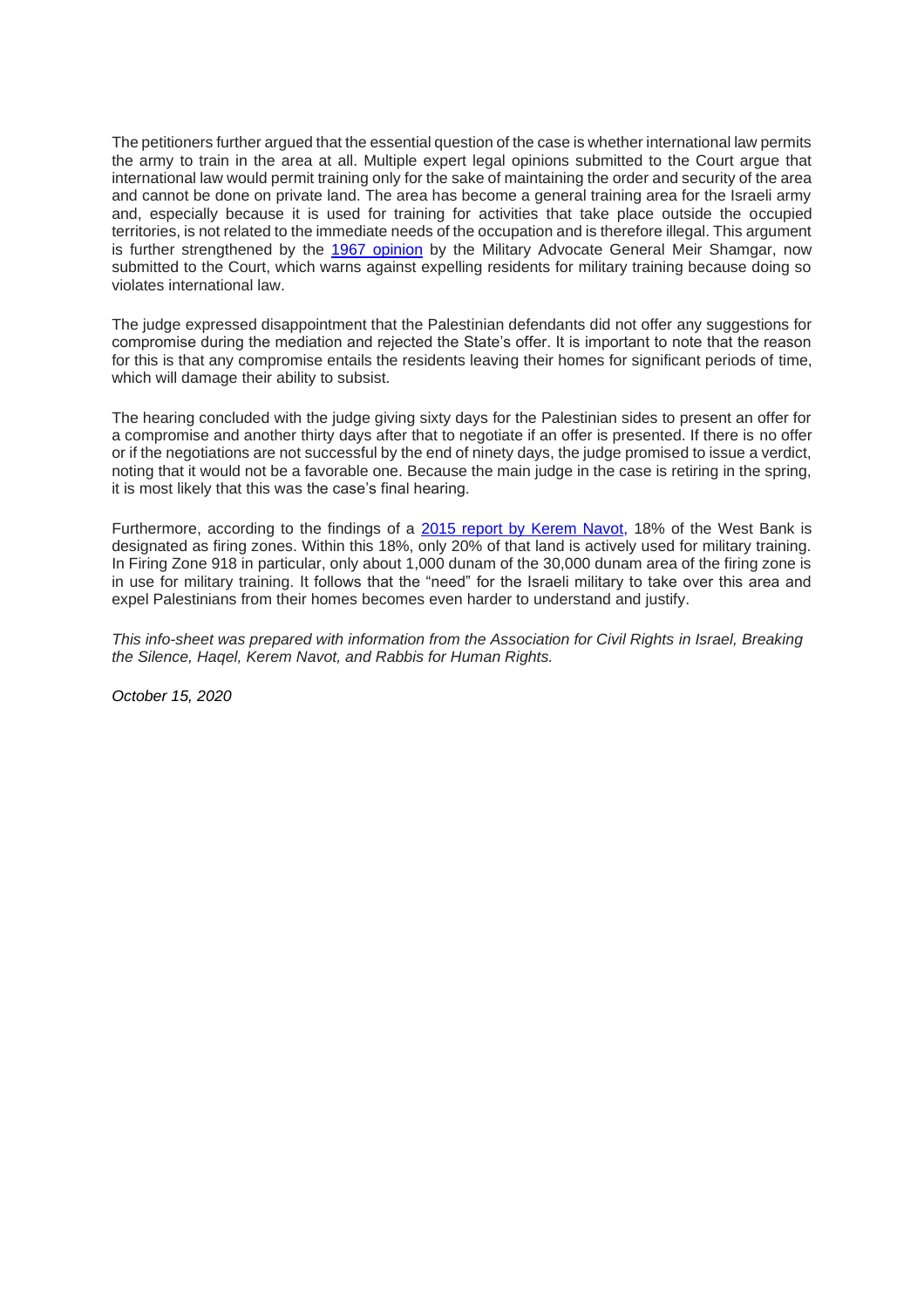The petitioners further argued that the essential question of the case is whether international law permits the army to train in the area at all. Multiple expert legal opinions submitted to the Court argue that international law would permit training only for the sake of maintaining the order and security of the area and cannot be done on private land. The area has become a general training area for the Israeli army and, especially because it is used for training for activities that take place outside the occupied territories, is not related to the immediate needs of the occupation and is therefore illegal. This argument is further strengthened by the 1967 opinion by the Military Advocate General Meir Shamgar, now submitted to the Court, which warns against expelling residents for military training because doing so violates international law.

The judge expressed disappointment that the Palestinian defendants did not offer any suggestions for compromise during the mediation and rejected the State's offer. It is important to note that the reason for this is that any compromise entails the residents leaving their homes for significant periods of time, which will damage their ability to subsist.

The hearing concluded with the judge giving sixty days for the Palestinian sides to present an offer for a compromise and another thirty days after that to negotiate if an offer is presented. If there is no offer or if the negotiations are not successful by the end of ninety days, the judge promised to issue a verdict, noting that it would not be a favorable one. Because the main judge in the case is retiring in the spring, it is most likely that this was the case's final hearing.

Furthermore, according to the findings of a 2015 report by Kerem Navot, 18% of the West Bank is designated as firing zones. Within this 18%, only 20% of that land is actively used for military training. In Firing Zone 918 in particular, only about 1,000 dunam of the 30,000 dunam area of the firing zone is in use for military training. It follows that the "need" for the Israeli military to take over this area and expel Palestinians from their homes becomes even harder to understand and justify.

*This info-sheet was prepared with information from the Association for Civil Rights in Israel, Breaking the Silence, Haqel, Kerem Navot, and Rabbis for Human Rights.*

*October 15, 2020*